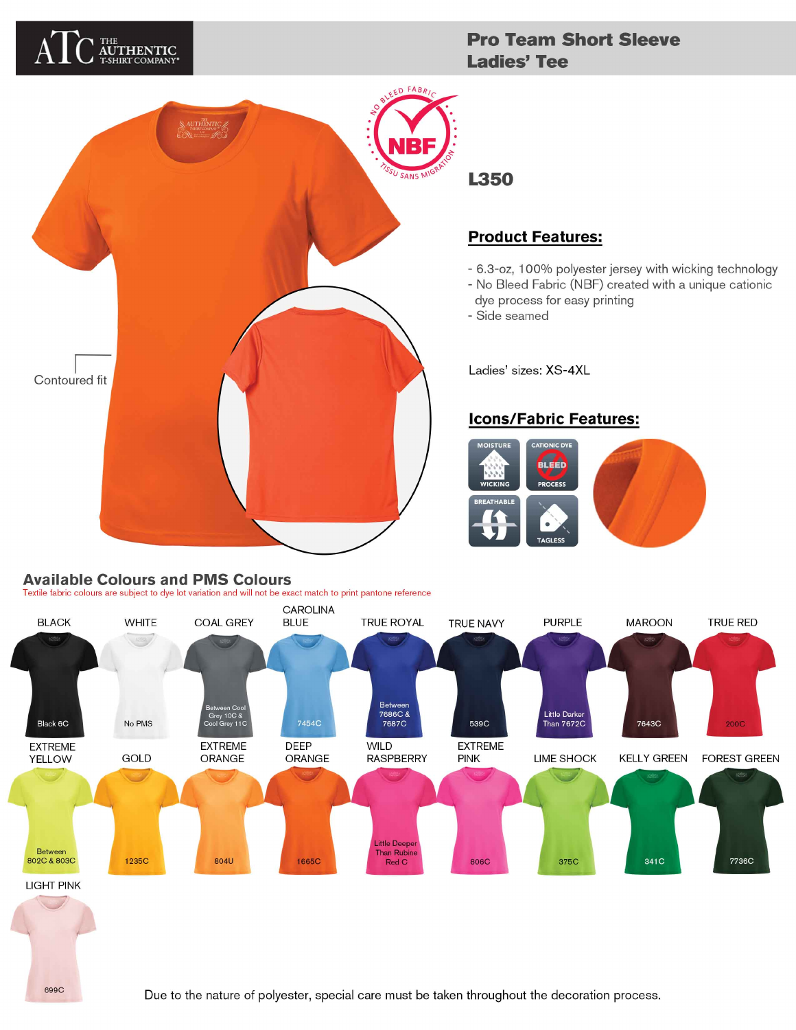ATC THE AUTHENTIC T-SHIRT COMPANY®

# Pro Team Short Sleeve Ladies' Tee

NO BLEED FABRIC NBF TISSU SANS MIGRATION

## L350

Contoured fit

## Product Features:

- 6.3-oz, 100% polyester jersey with wicking technology
- No Bleed Fabric (NBF) created with a unique cationic dye process for easy printing
- Side seamed

Ladies' sizes: XS-4XL

## Icons/Fabric Features:

MOISTURE WICKING | CATIONIC DYE BLEED PROCESS | BREATHABLE | TAGLESS

## Available Colours and PMS Colours

Textile fabric colours are subject to dye lot variation and will not be exact match to print pantone reference

| Colour | PMS |
|---|---|
| BLACK | Black 6C |
| WHITE | No PMS |
| COAL GREY | Between Cool Grey 10C & Cool Grey 11C |
| CAROLINA BLUE | 7454C |
| TRUE ROYAL | Between 7686C & 7687C |
| TRUE NAVY | 539C |
| PURPLE | Little Darker Than 7672C |
| MAROON | 7643C |
| TRUE RED | 200C |
| EXTREME YELLOW | Between 802C & 803C |
| GOLD | 1235C |
| EXTREME ORANGE | 804U |
| DEEP ORANGE | 1665C |
| WILD RASPBERRY | Little Deeper Than Rubine Red C |
| EXTREME PINK | 806C |
| LIME SHOCK | 375C |
| KELLY GREEN | 341C |
| FOREST GREEN | 7736C |
| LIGHT PINK | 699C |

Due to the nature of polyester, special care must be taken throughout the decoration process.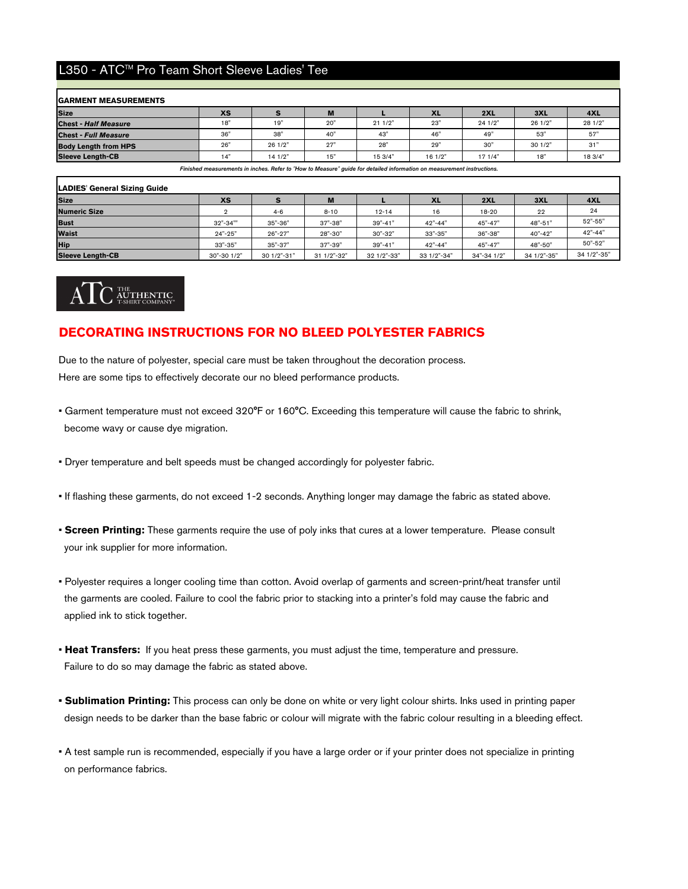# L350 - ATC™ Pro Team Short Sleeve Ladies' Tee

| GARMENT MEASUREMENTS | | | | | | | | |
|---|---|---|---|---|---|---|---|---|
| **Size** | **XS** | **S** | **M** | **L** | **XL** | **2XL** | **3XL** | **4XL** |
| **Chest - *Half Measure*** | 18" | 19" | 20" | 21 1/2" | 23" | 24 1/2" | 26 1/2" | 28 1/2" |
| **Chest - *Full Measure*** | 36" | 38" | 40" | 43" | 46" | 49" | 53" | 57" |
| **Body Length from HPS** | 26" | 26 1/2" | 27" | 28" | 29" | 30" | 30 1/2" | 31" |
| **Sleeve Length-CB** | 14" | 14 1/2" | 15" | 15 3/4" | 16 1/2" | 17 1/4" | 18" | 18 3/4" |

*Finished measurements in inches. Refer to "How to Measure" guide for detailed information on measurement instructions.*

| LADIES' General Sizing Guide | | | | | | | | |
|---|---|---|---|---|---|---|---|---|
| **Size** | **XS** | **S** | **M** | **L** | **XL** | **2XL** | **3XL** | **4XL** |
| **Numeric Size** | 2 | 4-6 | 8-10 | 12-14 | 16 | 18-20 | 22 | 24 |
| **Bust** | 32"-34"" | 35"-36" | 37"-38" | 39"-41" | 42"-44" | 45"-47" | 48"-51" | 52"-55" |
| **Waist** | 24"-25" | 26"-27" | 28"-30" | 30"-32" | 33"-35" | 36"-38" | 40"-42" | 42"-44" |
| **Hip** | 33"-35" | 35"-37" | 37"-39" | 39"-41" | 42"-44" | 45"-47" | 48"-50" | 50"-52" |
| **Sleeve Length-CB** | 30"-30 1/2" | 30 1/2"-31" | 31 1/2"-32" | 32 1/2"-33" | 33 1/2"-34" | 34"-34 1/2" | 34 1/2"-35" | 34 1/2"-35" |

ATC THE AUTHENTIC T-SHIRT COMPANY®

## DECORATING INSTRUCTIONS FOR NO BLEED POLYESTER FABRICS

Due to the nature of polyester, special care must be taken throughout the decoration process.
Here are some tips to effectively decorate our no bleed performance products.

- Garment temperature must not exceed 320°F or 160°C. Exceeding this temperature will cause the fabric to shrink, become wavy or cause dye migration.

- Dryer temperature and belt speeds must be changed accordingly for polyester fabric.

- If flashing these garments, do not exceed 1-2 seconds. Anything longer may damage the fabric as stated above.

- **Screen Printing:** These garments require the use of poly inks that cures at a lower temperature. Please consult your ink supplier for more information.

- Polyester requires a longer cooling time than cotton. Avoid overlap of garments and screen-print/heat transfer until the garments are cooled. Failure to cool the fabric prior to stacking into a printer's fold may cause the fabric and applied ink to stick together.

- **Heat Transfers:** If you heat press these garments, you must adjust the time, temperature and pressure. Failure to do so may damage the fabric as stated above.

- **Sublimation Printing:** This process can only be done on white or very light colour shirts. Inks used in printing paper design needs to be darker than the base fabric or colour will migrate with the fabric colour resulting in a bleeding effect.

- A test sample run is recommended, especially if you have a large order or if your printer does not specialize in printing on performance fabrics.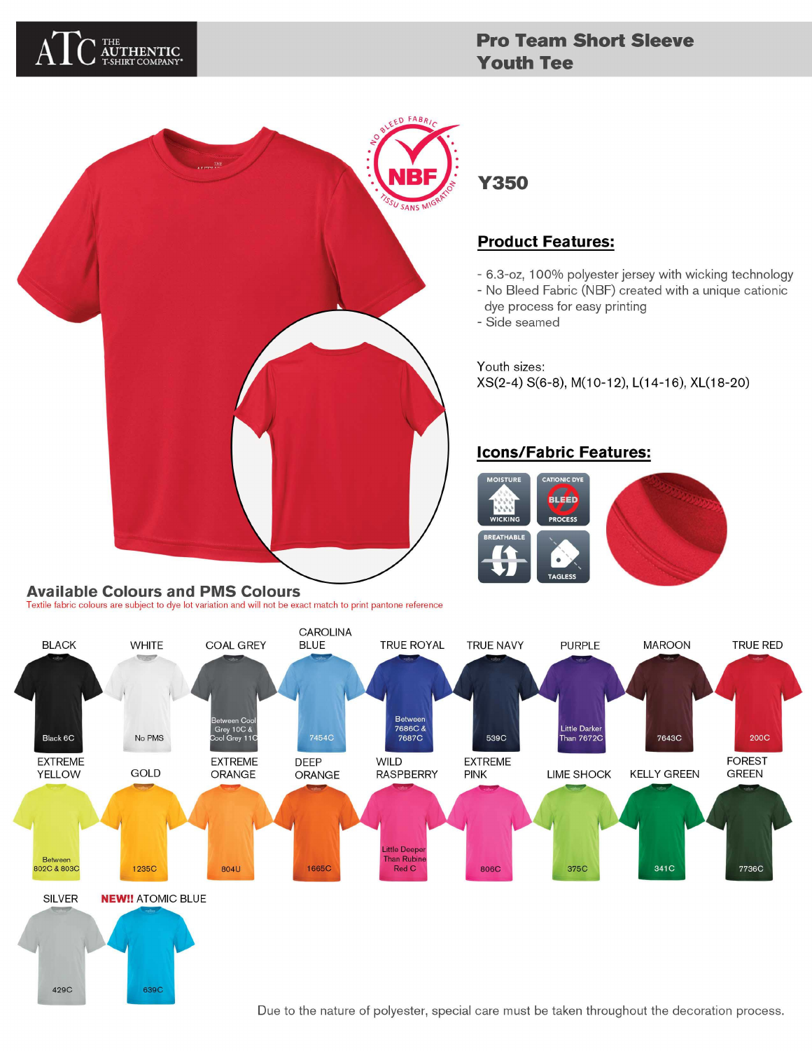# Pro Team Short Sleeve Youth Tee

## Y350

### Product Features:

- 6.3-oz, 100% polyester jersey with wicking technology
- No Bleed Fabric (NBF) created with a unique cationic dye process for easy printing
- Side seamed

Youth sizes:
XS(2-4) S(6-8), M(10-12), L(14-16), XL(18-20)

### Icons/Fabric Features:

- MOISTURE WICKING
- CATIONIC DYE BLEED PROCESS
- BREATHABLE
- TAGLESS

## Available Colours and PMS Colours

Textile fabric colours are subject to dye lot variation and will not be exact match to print pantone reference

| Colour | PMS |
|---|---|
| BLACK | Black 6C |
| WHITE | No PMS |
| COAL GREY | Between Cool Grey 10C & Cool Grey 11C |
| CAROLINA BLUE | 7454C |
| TRUE ROYAL | Between 7686C & 7687C |
| TRUE NAVY | 539C |
| PURPLE | Little Darker Than 7672C |
| MAROON | 7643C |
| TRUE RED | 200C |
| EXTREME YELLOW | Between 802C & 803C |
| GOLD | 1235C |
| EXTREME ORANGE | 804U |
| DEEP ORANGE | 1665C |
| WILD RASPBERRY | Little Deeper Than Rubine Red C |
| EXTREME PINK | 806C |
| LIME SHOCK | 375C |
| KELLY GREEN | 341C |
| FOREST GREEN | 7736C |
| SILVER | 429C |
| **NEW!!** ATOMIC BLUE | 639C |

Due to the nature of polyester, special care must be taken throughout the decoration process.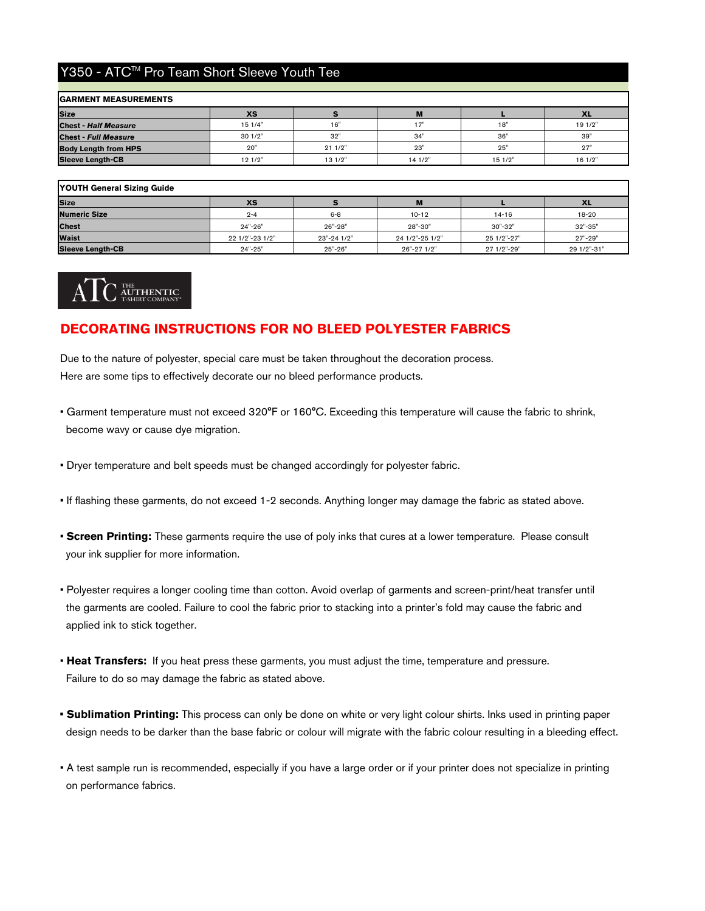## Y350 - ATC™ Pro Team Short Sleeve Youth Tee

| GARMENT MEASUREMENTS | | | | | |
|---|---|---|---|---|---|
| **Size** | **XS** | **S** | **M** | **L** | **XL** |
| **Chest - *Half Measure*** | 15 1/4" | 16" | 17" | 18" | 19 1/2" |
| **Chest - *Full Measure*** | 30 1/2" | 32" | 34" | 36" | 39" |
| **Body Length from HPS** | 20" | 21 1/2" | 23" | 25" | 27" |
| **Sleeve Length-CB** | 12 1/2" | 13 1/2" | 14 1/2" | 15 1/2" | 16 1/2" |

| YOUTH General Sizing Guide | | | | | |
|---|---|---|---|---|---|
| **Size** | **XS** | **S** | **M** | **L** | **XL** |
| **Numeric Size** | 2-4 | 6-8 | 10-12 | 14-16 | 18-20 |
| **Chest** | 24"-26" | 26"-28" | 28"-30" | 30"-32" | 32"-35" |
| **Waist** | 22 1/2"-23 1/2" | 23"-24 1/2" | 24 1/2"-25 1/2" | 25 1/2"-27" | 27"-29" |
| **Sleeve Length-CB** | 24"-25" | 25"-26" | 26"-27 1/2" | 27 1/2"-29" | 29 1/2"-31" |

ATC THE AUTHENTIC T-SHIRT COMPANY®

## DECORATING INSTRUCTIONS FOR NO BLEED POLYESTER FABRICS

Due to the nature of polyester, special care must be taken throughout the decoration process.
Here are some tips to effectively decorate our no bleed performance products.

- Garment temperature must not exceed 320°F or 160°C. Exceeding this temperature will cause the fabric to shrink, become wavy or cause dye migration.

- Dryer temperature and belt speeds must be changed accordingly for polyester fabric.

- If flashing these garments, do not exceed 1-2 seconds. Anything longer may damage the fabric as stated above.

- **Screen Printing:** These garments require the use of poly inks that cures at a lower temperature. Please consult your ink supplier for more information.

- Polyester requires a longer cooling time than cotton. Avoid overlap of garments and screen-print/heat transfer until the garments are cooled. Failure to cool the fabric prior to stacking into a printer's fold may cause the fabric and applied ink to stick together.

- **Heat Transfers:** If you heat press these garments, you must adjust the time, temperature and pressure. Failure to do so may damage the fabric as stated above.

- **Sublimation Printing:** This process can only be done on white or very light colour shirts. Inks used in printing paper design needs to be darker than the base fabric or colour will migrate with the fabric colour resulting in a bleeding effect.

- A test sample run is recommended, especially if you have a large order or if your printer does not specialize in printing on performance fabrics.